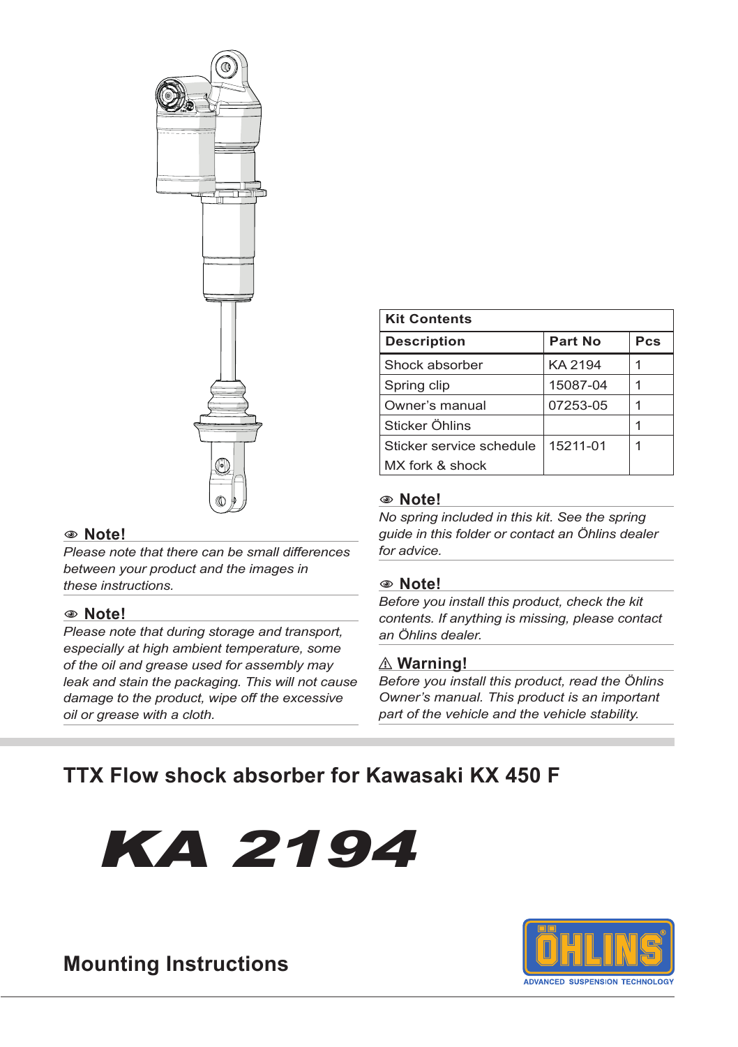### 👁 Note!

*Please note that there can be small differences between your product and the images in these instructions.*

### 👁 Note!

*Please note that during storage and transport, especially at high ambient temperature, some of the oil and grease used for assembly may leak and stain the packaging. This will not cause damage to the product, wipe off the excessive oil or grease with a cloth.*

| Kit Contents | | |
|---|---|---|
| **Description** | **Part No** | **Pcs** |
| Shock absorber | KA 2194 | 1 |
| Spring clip | 15087-04 | 1 |
| Owner's manual | 07253-05 | 1 |
| Sticker Öhlins | | 1 |
| Sticker service schedule MX fork & shock | 15211-01 | 1 |

### 👁 Note!

*No spring included in this kit. See the spring guide in this folder or contact an Öhlins dealer for advice.*

### 👁 Note!

*Before you install this product, check the kit contents. If anything is missing, please contact an Öhlins dealer.*

### ⚠ Warning!

*Before you install this product, read the Öhlins Owner's manual. This product is an important part of the vehicle and the vehicle stability.*

## TTX Flow shock absorber for Kawasaki KX 450 F

# KA 2194

## Mounting Instructions

ÖHLINS
ADVANCED SUSPENSION TECHNOLOGY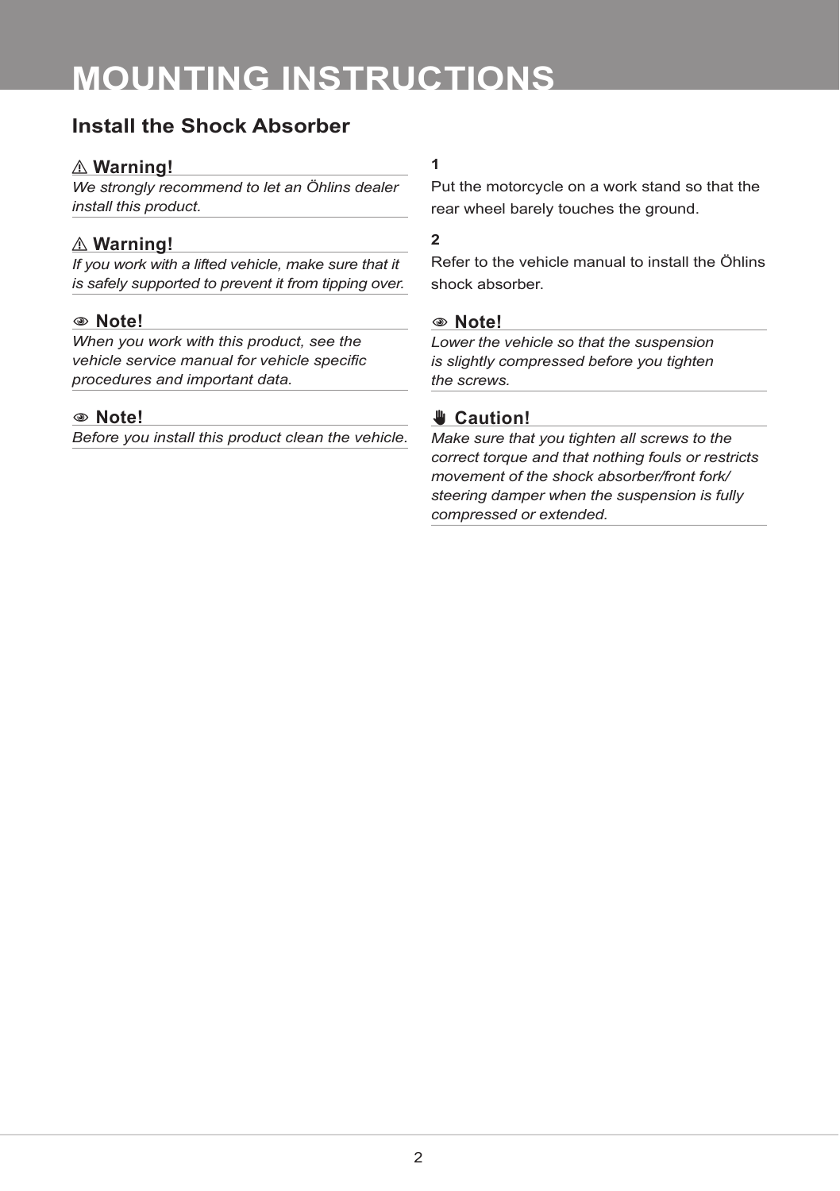# MOUNTING INSTRUCTIONS

## Install the Shock Absorber

⚠ **Warning!**

*We strongly recommend to let an Öhlins dealer install this product.*

⚠ **Warning!**

*If you work with a lifted vehicle, make sure that it is safely supported to prevent it from tipping over.*

**Note!**

*When you work with this product, see the vehicle service manual for vehicle specific procedures and important data.*

**Note!**

*Before you install this product clean the vehicle.*

**1**

Put the motorcycle on a work stand so that the rear wheel barely touches the ground.

**2**

Refer to the vehicle manual to install the Öhlins shock absorber.

**Note!**

*Lower the vehicle so that the suspension is slightly compressed before you tighten the screws.*

**Caution!**

*Make sure that you tighten all screws to the correct torque and that nothing fouls or restricts movement of the shock absorber/front fork/steering damper when the suspension is fully compressed or extended.*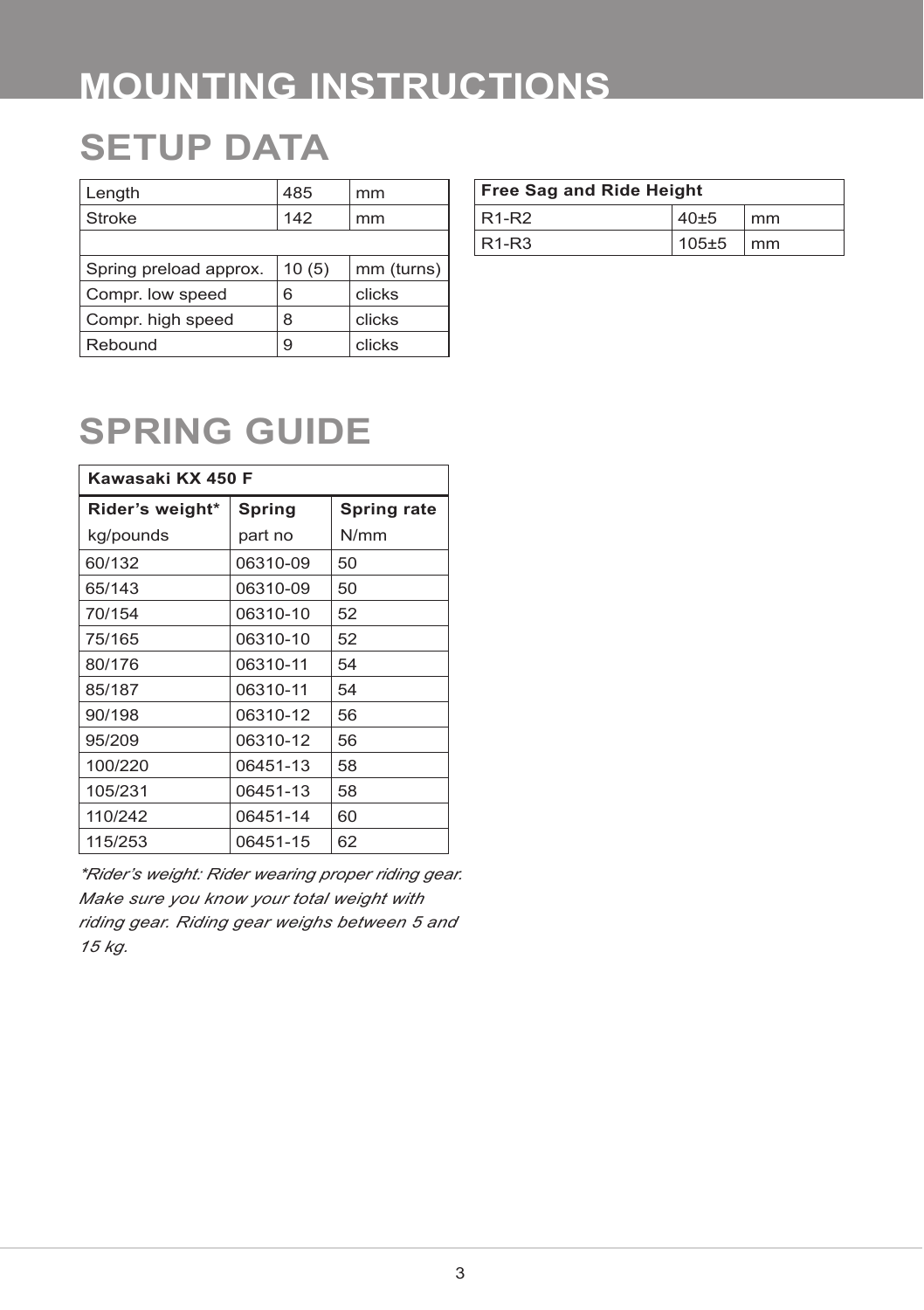# MOUNTING INSTRUCTIONS

## SETUP DATA

| Length | 485 | mm |
|---|---|---|
| Stroke | 142 | mm |
| | | |
| Spring preload approx. | 10 (5) | mm (turns) |
| Compr. low speed | 6 | clicks |
| Compr. high speed | 8 | clicks |
| Rebound | 9 | clicks |

| **Free Sag and Ride Height** | | |
|---|---|---|
| R1-R2 | 40±5 | mm |
| R1-R3 | 105±5 | mm |

## SPRING GUIDE

| **Kawasaki KX 450 F** | | |
|---|---|---|
| **Rider's weight\***<br>kg/pounds | **Spring**<br>part no | **Spring rate**<br>N/mm |
| 60/132 | 06310-09 | 50 |
| 65/143 | 06310-09 | 50 |
| 70/154 | 06310-10 | 52 |
| 75/165 | 06310-10 | 52 |
| 80/176 | 06310-11 | 54 |
| 85/187 | 06310-11 | 54 |
| 90/198 | 06310-12 | 56 |
| 95/209 | 06310-12 | 56 |
| 100/220 | 06451-13 | 58 |
| 105/231 | 06451-13 | 58 |
| 110/242 | 06451-14 | 60 |
| 115/253 | 06451-15 | 62 |

*\*Rider's weight: Rider wearing proper riding gear. Make sure you know your total weight with riding gear. Riding gear weighs between 5 and 15 kg.*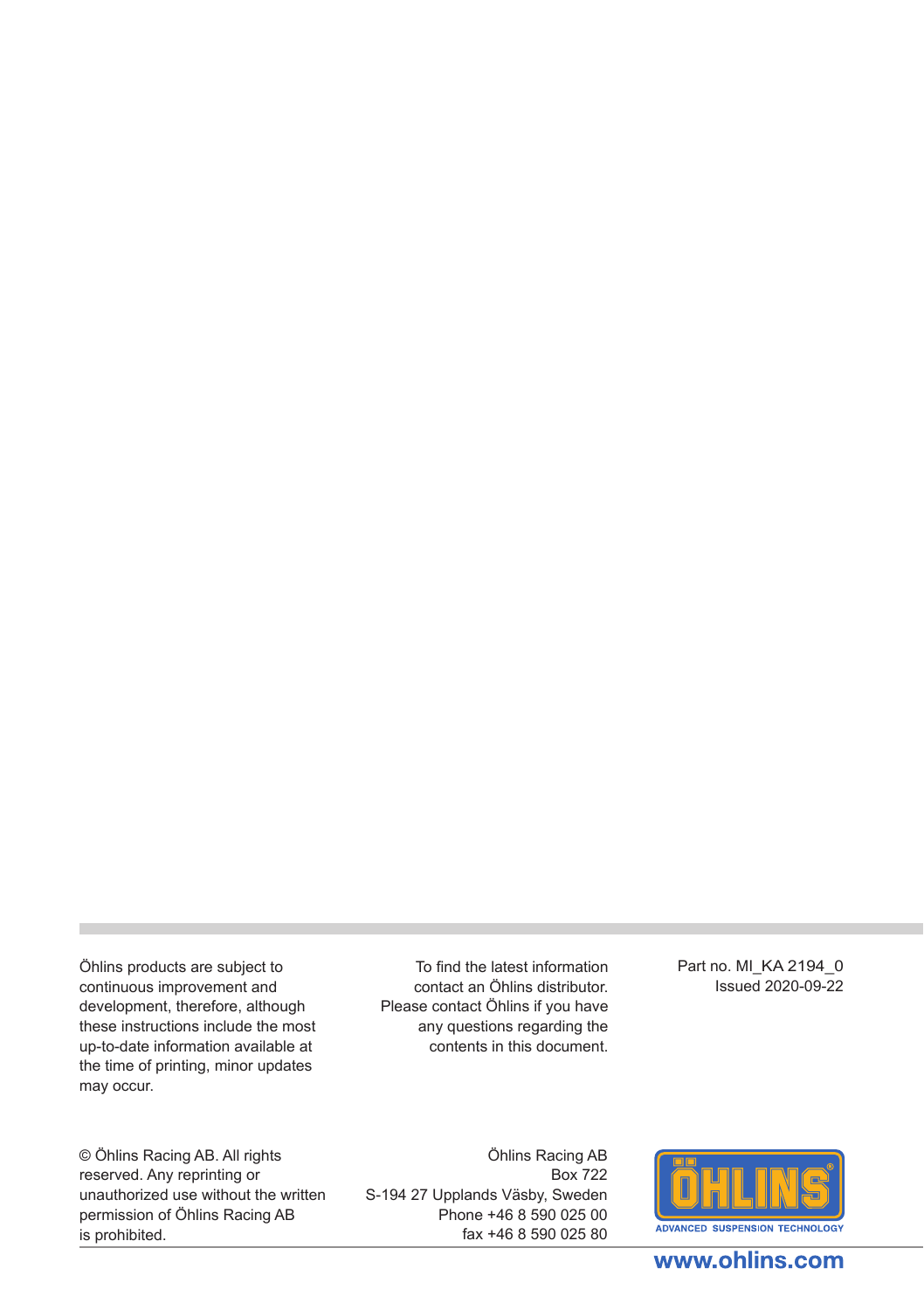Öhlins products are subject to continuous improvement and development, therefore, although these instructions include the most up-to-date information available at the time of printing, minor updates may occur.

To find the latest information contact an Öhlins distributor. Please contact Öhlins if you have any questions regarding the contents in this document.

Part no. MI_KA 2194_0
Issued 2020-09-22

© Öhlins Racing AB. All rights reserved. Any reprinting or unauthorized use without the written permission of Öhlins Racing AB is prohibited.

Öhlins Racing AB
Box 722
S-194 27 Upplands Väsby, Sweden
Phone +46 8 590 025 00
fax +46 8 590 025 80

ÖHLINS
ADVANCED SUSPENSION TECHNOLOGY

www.ohlins.com